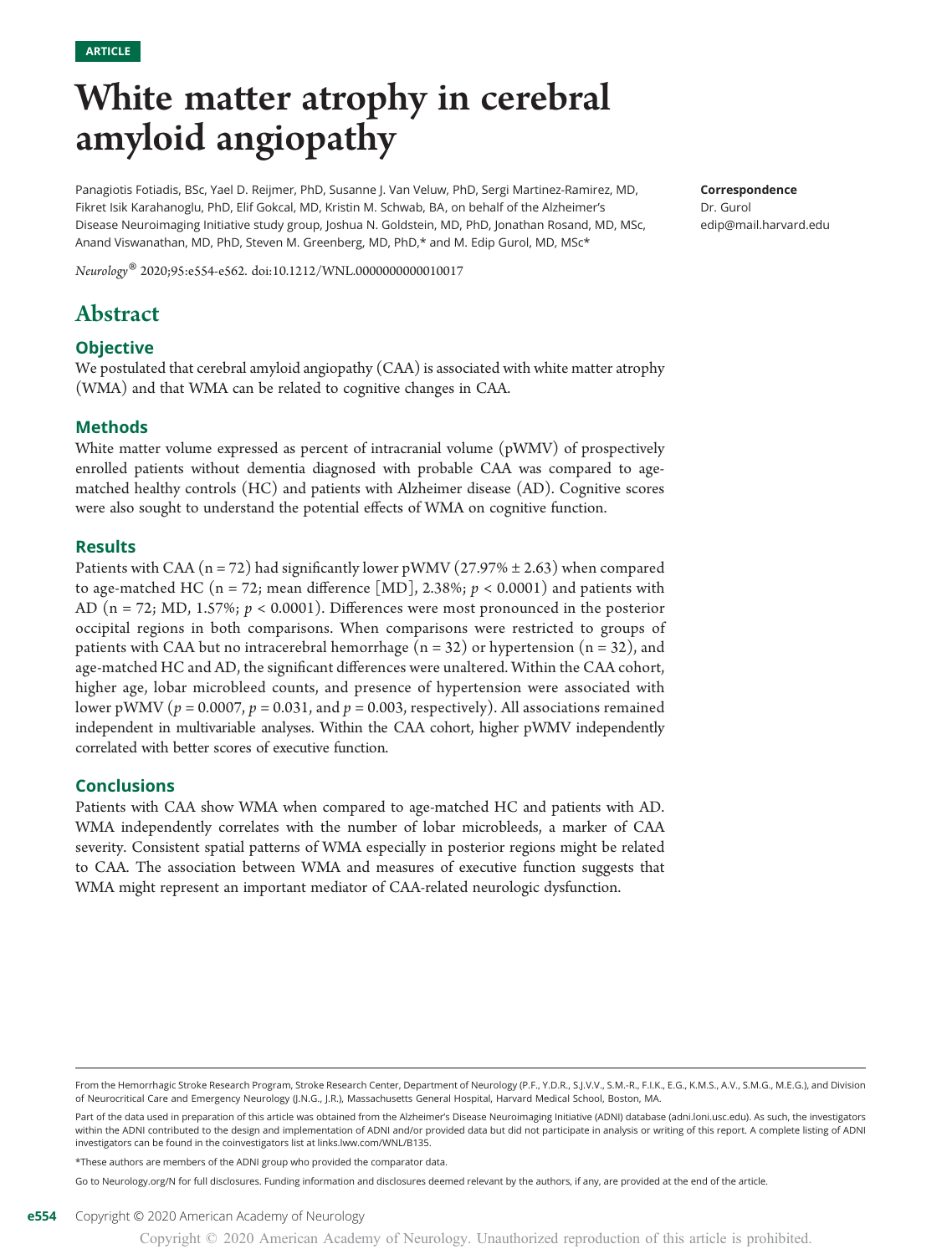ARTICLE

# White matter atrophy in cerebral amyloid angiopathy

Panagiotis Fotiadis, BSc, Yael D. Reijmer, PhD, Susanne J. Van Veluw, PhD, Sergi Martinez-Ramirez, MD, Fikret Isik Karahanoglu, PhD, Elif Gokcal, MD, Kristin M. Schwab, BA, on behalf of the Alzheimer's Disease Neuroimaging Initiative study group, Joshua N. Goldstein, MD, PhD, Jonathan Rosand, MD, MSc, Anand Viswanathan, MD, PhD, Steven M. Greenberg, MD, PhD,* and M. Edip Gurol, MD, MSc*

**Correspondence**
Dr. Gurol
edip@mail.harvard.edu

*Neurology®* 2020;95:e554-e562. doi:10.1212/WNL.0000000000010017

## Abstract

### Objective

We postulated that cerebral amyloid angiopathy (CAA) is associated with white matter atrophy (WMA) and that WMA can be related to cognitive changes in CAA.

### Methods

White matter volume expressed as percent of intracranial volume (pWMV) of prospectively enrolled patients without dementia diagnosed with probable CAA was compared to age-matched healthy controls (HC) and patients with Alzheimer disease (AD). Cognitive scores were also sought to understand the potential effects of WMA on cognitive function.

### Results

Patients with CAA (n = 72) had significantly lower pWMV (27.97% ± 2.63) when compared to age-matched HC (n = 72; mean difference [MD], 2.38%; $p < 0.0001$) and patients with AD (n = 72; MD, 1.57%; $p < 0.0001$). Differences were most pronounced in the posterior occipital regions in both comparisons. When comparisons were restricted to groups of patients with CAA but no intracerebral hemorrhage (n = 32) or hypertension (n = 32), and age-matched HC and AD, the significant differences were unaltered. Within the CAA cohort, higher age, lobar microbleed counts, and presence of hypertension were associated with lower pWMV ($p = 0.0007$, $p = 0.031$, and $p = 0.003$, respectively). All associations remained independent in multivariable analyses. Within the CAA cohort, higher pWMV independently correlated with better scores of executive function.

### Conclusions

Patients with CAA show WMA when compared to age-matched HC and patients with AD. WMA independently correlates with the number of lobar microbleeds, a marker of CAA severity. Consistent spatial patterns of WMA especially in posterior regions might be related to CAA. The association between WMA and measures of executive function suggests that WMA might represent an important mediator of CAA-related neurologic dysfunction.

From the Hemorrhagic Stroke Research Program, Stroke Research Center, Department of Neurology (P.F., Y.D.R., S.J.V.V., S.M.-R., F.I.K., E.G., K.M.S., A.V., S.M.G., M.E.G.), and Division of Neurocritical Care and Emergency Neurology (J.N.G., J.R.), Massachusetts General Hospital, Harvard Medical School, Boston, MA.

Part of the data used in preparation of this article was obtained from the Alzheimer's Disease Neuroimaging Initiative (ADNI) database (adni.loni.usc.edu). As such, the investigators within the ADNI contributed to the design and implementation of ADNI and/or provided data but did not participate in analysis or writing of this report. A complete listing of ADNI investigators can be found in the coinvestigators list at links.lww.com/WNL/B135.

*These authors are members of the ADNI group who provided the comparator data.

Go to Neurology.org/N for full disclosures. Funding information and disclosures deemed relevant by the authors, if any, are provided at the end of the article.

Copyright © 2020 American Academy of Neurology

Copyright © 2020 American Academy of Neurology. Unauthorized reproduction of this article is prohibited.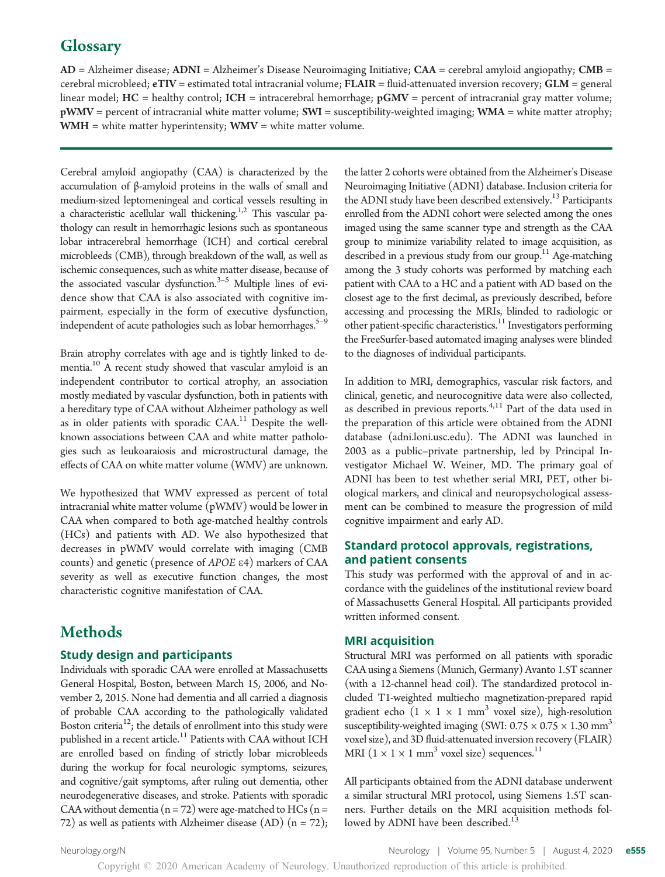## Glossary

**AD** = Alzheimer disease; **ADNI** = Alzheimer's Disease Neuroimaging Initiative; **CAA** = cerebral amyloid angiopathy; **CMB** = cerebral microbleed; **eTIV** = estimated total intracranial volume; **FLAIR** = fluid-attenuated inversion recovery; **GLM** = general linear model; **HC** = healthy control; **ICH** = intracerebral hemorrhage; **pGMV** = percent of intracranial gray matter volume; **pWMV** = percent of intracranial white matter volume; **SWI** = susceptibility-weighted imaging; **WMA** = white matter atrophy; **WMH** = white matter hyperintensity; **WMV** = white matter volume.

Cerebral amyloid angiopathy (CAA) is characterized by the accumulation of β-amyloid proteins in the walls of small and medium-sized leptomeningeal and cortical vessels resulting in a characteristic acellular wall thickening.[1,2] This vascular pathology can result in hemorrhagic lesions such as spontaneous lobar intracerebral hemorrhage (ICH) and cortical cerebral microbleeds (CMB), through breakdown of the wall, as well as ischemic consequences, such as white matter disease, because of the associated vascular dysfunction.[3–5] Multiple lines of evidence show that CAA is also associated with cognitive impairment, especially in the form of executive dysfunction, independent of acute pathologies such as lobar hemorrhages.[5–9]

Brain atrophy correlates with age and is tightly linked to dementia.[10] A recent study showed that vascular amyloid is an independent contributor to cortical atrophy, an association mostly mediated by vascular dysfunction, both in patients with a hereditary type of CAA without Alzheimer pathology as well as in older patients with sporadic CAA.[11] Despite the well-known associations between CAA and white matter pathologies such as leukoaraiosis and microstructural damage, the effects of CAA on white matter volume (WMV) are unknown.

We hypothesized that WMV expressed as percent of total intracranial white matter volume (pWMV) would be lower in CAA when compared to both age-matched healthy controls (HCs) and patients with AD. We also hypothesized that decreases in pWMV would correlate with imaging (CMB counts) and genetic (presence of *APOE* ε4) markers of CAA severity as well as executive function changes, the most characteristic cognitive manifestation of CAA.

# Methods

## Study design and participants

Individuals with sporadic CAA were enrolled at Massachusetts General Hospital, Boston, between March 15, 2006, and November 2, 2015. None had dementia and all carried a diagnosis of probable CAA according to the pathologically validated Boston criteria[12]; the details of enrollment into this study were published in a recent article.[11] Patients with CAA without ICH are enrolled based on finding of strictly lobar microbleeds during the workup for focal neurologic symptoms, seizures, and cognitive/gait symptoms, after ruling out dementia, other neurodegenerative diseases, and stroke. Patients with sporadic CAA without dementia (n = 72) were age-matched to HCs (n = 72) as well as patients with Alzheimer disease (AD) (n = 72); the latter 2 cohorts were obtained from the Alzheimer's Disease Neuroimaging Initiative (ADNI) database. Inclusion criteria for the ADNI study have been described extensively.[13] Participants enrolled from the ADNI cohort were selected among the ones imaged using the same scanner type and strength as the CAA group to minimize variability related to image acquisition, as described in a previous study from our group.[11] Age-matching among the 3 study cohorts was performed by matching each patient with CAA to a HC and a patient with AD based on the closest age to the first decimal, as previously described, before accessing and processing the MRIs, blinded to radiologic or other patient-specific characteristics.[11] Investigators performing the FreeSurfer-based automated imaging analyses were blinded to the diagnoses of individual participants.

In addition to MRI, demographics, vascular risk factors, and clinical, genetic, and neurocognitive data were also collected, as described in previous reports.[4,11] Part of the data used in the preparation of this article were obtained from the ADNI database (adni.loni.usc.edu). The ADNI was launched in 2003 as a public–private partnership, led by Principal Investigator Michael W. Weiner, MD. The primary goal of ADNI has been to test whether serial MRI, PET, other biological markers, and clinical and neuropsychological assessment can be combined to measure the progression of mild cognitive impairment and early AD.

## Standard protocol approvals, registrations, and patient consents

This study was performed with the approval of and in accordance with the guidelines of the institutional review board of Massachusetts General Hospital. All participants provided written informed consent.

## MRI acquisition

Structural MRI was performed on all patients with sporadic CAA using a Siemens (Munich, Germany) Avanto 1.5T scanner (with a 12-channel head coil). The standardized protocol included T1-weighted multiecho magnetization-prepared rapid gradient echo ($1 \times 1 \times 1$ $mm^3$ voxel size), high-resolution susceptibility-weighted imaging (SWI: $0.75 \times 0.75 \times 1.30$ $mm^3$ voxel size), and 3D fluid-attenuated inversion recovery (FLAIR) MRI ($1 \times 1 \times 1$ $mm^3$ voxel size) sequences.[11]

All participants obtained from the ADNI database underwent a similar structural MRI protocol, using Siemens 1.5T scanners. Further details on the MRI acquisition methods followed by ADNI have been described.[13]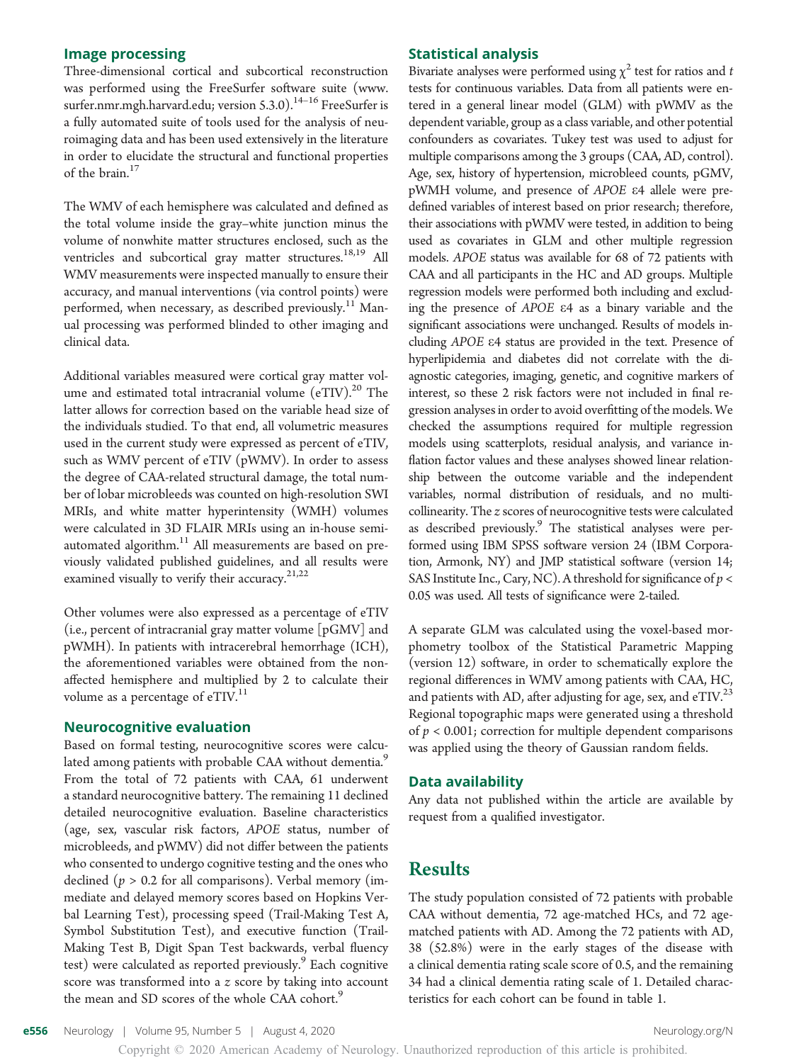### Image processing

Three-dimensional cortical and subcortical reconstruction was performed using the FreeSurfer software suite (www.surfer.nmr.mgh.harvard.edu; version 5.3.0).[14–16] FreeSurfer is a fully automated suite of tools used for the analysis of neuroimaging data and has been used extensively in the literature in order to elucidate the structural and functional properties of the brain.[17]

The WMV of each hemisphere was calculated and defined as the total volume inside the gray–white junction minus the volume of nonwhite matter structures enclosed, such as the ventricles and subcortical gray matter structures.[18,19] All WMV measurements were inspected manually to ensure their accuracy, and manual interventions (via control points) were performed, when necessary, as described previously.[11] Manual processing was performed blinded to other imaging and clinical data.

Additional variables measured were cortical gray matter volume and estimated total intracranial volume (eTIV).[20] The latter allows for correction based on the variable head size of the individuals studied. To that end, all volumetric measures used in the current study were expressed as percent of eTIV, such as WMV percent of eTIV (pWMV). In order to assess the degree of CAA-related structural damage, the total number of lobar microbleeds was counted on high-resolution SWI MRIs, and white matter hyperintensity (WMH) volumes were calculated in 3D FLAIR MRIs using an in-house semiautomated algorithm.[11] All measurements are based on previously validated published guidelines, and all results were examined visually to verify their accuracy.[21,22]

Other volumes were also expressed as a percentage of eTIV (i.e., percent of intracranial gray matter volume [pGMV] and pWMH). In patients with intracerebral hemorrhage (ICH), the aforementioned variables were obtained from the nonaffected hemisphere and multiplied by 2 to calculate their volume as a percentage of eTIV.[11]

### Neurocognitive evaluation

Based on formal testing, neurocognitive scores were calculated among patients with probable CAA without dementia.[9] From the total of 72 patients with CAA, 61 underwent a standard neurocognitive battery. The remaining 11 declined detailed neurocognitive evaluation. Baseline characteristics (age, sex, vascular risk factors, *APOE* status, number of microbleeds, and pWMV) did not differ between the patients who consented to undergo cognitive testing and the ones who declined ($p > 0.2$ for all comparisons). Verbal memory (immediate and delayed memory scores based on Hopkins Verbal Learning Test), processing speed (Trail-Making Test A, Symbol Substitution Test), and executive function (Trail-Making Test B, Digit Span Test backwards, verbal fluency test) were calculated as reported previously.[9] Each cognitive score was transformed into a z score by taking into account the mean and SD scores of the whole CAA cohort.[9]

### Statistical analysis

Bivariate analyses were performed using $\chi^2$ test for ratios and t tests for continuous variables. Data from all patients were entered in a general linear model (GLM) with pWMV as the dependent variable, group as a class variable, and other potential confounders as covariates. Tukey test was used to adjust for multiple comparisons among the 3 groups (CAA, AD, control). Age, sex, history of hypertension, microbleed counts, pGMV, pWMH volume, and presence of *APOE* ε4 allele were predefined variables of interest based on prior research; therefore, their associations with pWMV were tested, in addition to being used as covariates in GLM and other multiple regression models. *APOE* status was available for 68 of 72 patients with CAA and all participants in the HC and AD groups. Multiple regression models were performed both including and excluding the presence of *APOE* ε4 as a binary variable and the significant associations were unchanged. Results of models including *APOE* ε4 status are provided in the text. Presence of hyperlipidemia and diabetes did not correlate with the diagnostic categories, imaging, genetic, and cognitive markers of interest, so these 2 risk factors were not included in final regression analyses in order to avoid overfitting of the models. We checked the assumptions required for multiple regression models using scatterplots, residual analysis, and variance inflation factor values and these analyses showed linear relationship between the outcome variable and the independent variables, normal distribution of residuals, and no multicollinearity. The z scores of neurocognitive tests were calculated as described previously.[9] The statistical analyses were performed using IBM SPSS software version 24 (IBM Corporation, Armonk, NY) and JMP statistical software (version 14; SAS Institute Inc., Cary, NC). A threshold for significance of $p < 0.05$ was used. All tests of significance were 2-tailed.

A separate GLM was calculated using the voxel-based morphometry toolbox of the Statistical Parametric Mapping (version 12) software, in order to schematically explore the regional differences in WMV among patients with CAA, HC, and patients with AD, after adjusting for age, sex, and eTIV.[23] Regional topographic maps were generated using a threshold of $p < 0.001$; correction for multiple dependent comparisons was applied using the theory of Gaussian random fields.

### Data availability

Any data not published within the article are available by request from a qualified investigator.

## Results

The study population consisted of 72 patients with probable CAA without dementia, 72 age-matched HCs, and 72 age-matched patients with AD. Among the 72 patients with AD, 38 (52.8%) were in the early stages of the disease with a clinical dementia rating scale score of 0.5, and the remaining 34 had a clinical dementia rating scale of 1. Detailed characteristics for each cohort can be found in table 1.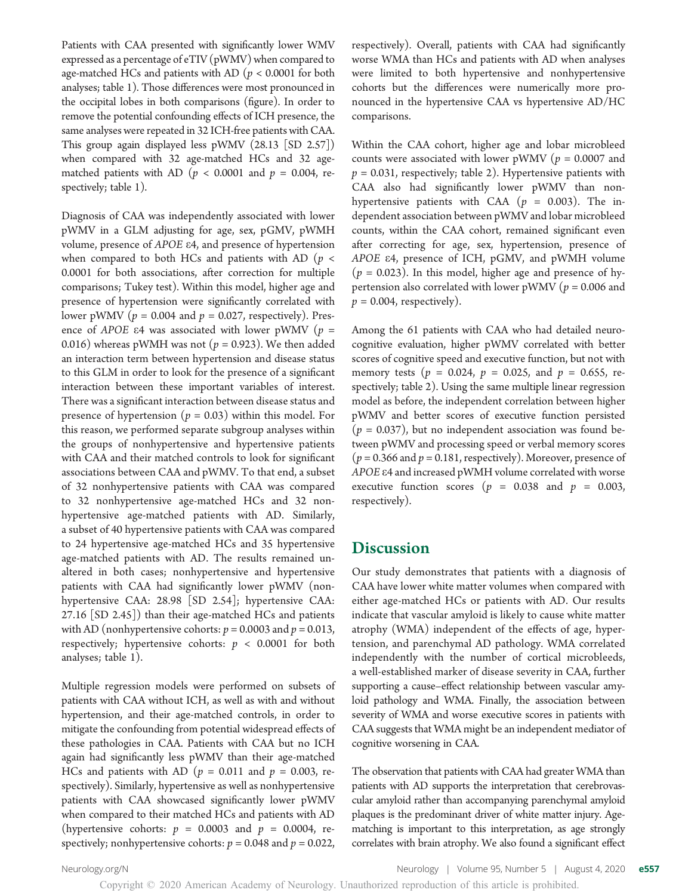Patients with CAA presented with significantly lower WMV expressed as a percentage of eTIV (pWMV) when compared to age-matched HCs and patients with AD ($p < 0.0001$ for both analyses; table 1). Those differences were most pronounced in the occipital lobes in both comparisons (figure). In order to remove the potential confounding effects of ICH presence, the same analyses were repeated in 32 ICH-free patients with CAA. This group again displayed less pWMV (28.13 [SD 2.57]) when compared with 32 age-matched HCs and 32 age-matched patients with AD ($p < 0.0001$ and $p = 0.004$, respectively; table 1).

Diagnosis of CAA was independently associated with lower pWMV in a GLM adjusting for age, sex, pGMV, pWMH volume, presence of *APOE* ε4, and presence of hypertension when compared to both HCs and patients with AD ($p < 0.0001$ for both associations, after correction for multiple comparisons; Tukey test). Within this model, higher age and presence of hypertension were significantly correlated with lower pWMV ($p = 0.004$ and $p = 0.027$, respectively). Presence of *APOE* ε4 was associated with lower pWMV ($p = 0.016$) whereas pWMH was not ($p = 0.923$). We then added an interaction term between hypertension and disease status to this GLM in order to look for the presence of a significant interaction between these important variables of interest. There was a significant interaction between disease status and presence of hypertension ($p = 0.03$) within this model. For this reason, we performed separate subgroup analyses within the groups of nonhypertensive and hypertensive patients with CAA and their matched controls to look for significant associations between CAA and pWMV. To that end, a subset of 32 nonhypertensive patients with CAA was compared to 32 nonhypertensive age-matched HCs and 32 nonhypertensive age-matched patients with AD. Similarly, a subset of 40 hypertensive patients with CAA was compared to 24 hypertensive age-matched HCs and 35 hypertensive age-matched patients with AD. The results remained unaltered in both cases; nonhypertensive and hypertensive patients with CAA had significantly lower pWMV (nonhypertensive CAA: 28.98 [SD 2.54]; hypertensive CAA: 27.16 [SD 2.45]) than their age-matched HCs and patients with AD (nonhypertensive cohorts: $p = 0.0003$ and $p = 0.013$, respectively; hypertensive cohorts: $p < 0.0001$ for both analyses; table 1).

Multiple regression models were performed on subsets of patients with CAA without ICH, as well as with and without hypertension, and their age-matched controls, in order to mitigate the confounding from potential widespread effects of these pathologies in CAA. Patients with CAA but no ICH again had significantly less pWMV than their age-matched HCs and patients with AD ($p = 0.011$ and $p = 0.003$, respectively). Similarly, hypertensive as well as nonhypertensive patients with CAA showcased significantly lower pWMV when compared to their matched HCs and patients with AD (hypertensive cohorts: $p = 0.0003$ and $p = 0.0004$, respectively; nonhypertensive cohorts: $p = 0.048$ and $p = 0.022$, respectively). Overall, patients with CAA had significantly worse WMA than HCs and patients with AD when analyses were limited to both hypertensive and nonhypertensive cohorts but the differences were numerically more pronounced in the hypertensive CAA vs hypertensive AD/HC comparisons.

Within the CAA cohort, higher age and lobar microbleed counts were associated with lower pWMV ($p = 0.0007$ and $p = 0.031$, respectively; table 2). Hypertensive patients with CAA also had significantly lower pWMV than nonhypertensive patients with CAA ($p = 0.003$). The independent association between pWMV and lobar microbleed counts, within the CAA cohort, remained significant even after correcting for age, sex, hypertension, presence of *APOE* ε4, presence of ICH, pGMV, and pWMH volume ($p = 0.023$). In this model, higher age and presence of hypertension also correlated with lower pWMV ($p = 0.006$ and $p = 0.004$, respectively).

Among the 61 patients with CAA who had detailed neurocognitive evaluation, higher pWMV correlated with better scores of cognitive speed and executive function, but not with memory tests ($p = 0.024$, $p = 0.025$, and $p = 0.655$, respectively; table 2). Using the same multiple linear regression model as before, the independent correlation between higher pWMV and better scores of executive function persisted ($p = 0.037$), but no independent association was found between pWMV and processing speed or verbal memory scores ($p = 0.366$ and $p = 0.181$, respectively). Moreover, presence of *APOE* ε4 and increased pWMH volume correlated with worse executive function scores ($p = 0.038$ and $p = 0.003$, respectively).

## Discussion

Our study demonstrates that patients with a diagnosis of CAA have lower white matter volumes when compared with either age-matched HCs or patients with AD. Our results indicate that vascular amyloid is likely to cause white matter atrophy (WMA) independent of the effects of age, hypertension, and parenchymal AD pathology. WMA correlated independently with the number of cortical microbleeds, a well-established marker of disease severity in CAA, further supporting a cause–effect relationship between vascular amyloid pathology and WMA. Finally, the association between severity of WMA and worse executive scores in patients with CAA suggests that WMA might be an independent mediator of cognitive worsening in CAA.

The observation that patients with CAA had greater WMA than patients with AD supports the interpretation that cerebrovascular amyloid rather than accompanying parenchymal amyloid plaques is the predominant driver of white matter injury. Age-matching is important to this interpretation, as age strongly correlates with brain atrophy. We also found a significant effect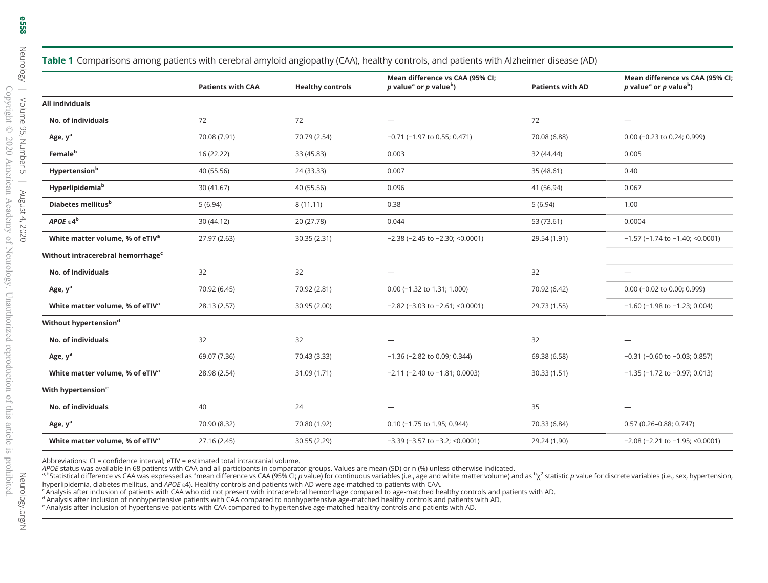**Table 1** Comparisons among patients with cerebral amyloid angiopathy (CAA), healthy controls, and patients with Alzheimer disease (AD)

| | Patients with CAA | Healthy controls | Mean difference vs CAA (95% CI; *p* value[a] or *p* value[b]) | Patients with AD | Mean difference vs CAA (95% CI; *p* value[a] or *p* value[b]) |
|---|---|---|---|---|---|
| **All individuals** | | | | | |
| **No. of individuals** | 72 | 72 | — | 72 | — |
| **Age, y[a]** | 70.08 (7.91) | 70.79 (2.54) | −0.71 (−1.97 to 0.55; 0.471) | 70.08 (6.88) | 0.00 (−0.23 to 0.24; 0.999) |
| **Female[b]** | 16 (22.22) | 33 (45.83) | 0.003 | 32 (44.44) | 0.005 |
| **Hypertension[b]** | 40 (55.56) | 24 (33.33) | 0.007 | 35 (48.61) | 0.40 |
| **Hyperlipidemia[b]** | 30 (41.67) | 40 (55.56) | 0.096 | 41 (56.94) | 0.067 |
| **Diabetes mellitus[b]** | 5 (6.94) | 8 (11.11) | 0.38 | 5 (6.94) | 1.00 |
| ***APOE* ε4[b]** | 30 (44.12) | 20 (27.78) | 0.044 | 53 (73.61) | 0.0004 |
| **White matter volume, % of eTIV[a]** | 27.97 (2.63) | 30.35 (2.31) | −2.38 (−2.45 to −2.30; <0.0001) | 29.54 (1.91) | −1.57 (−1.74 to −1.40; <0.0001) |
| **Without intracerebral hemorrhage[c]** | | | | | |
| **No. of Individuals** | 32 | 32 | — | 32 | — |
| **Age, y[a]** | 70.92 (6.45) | 70.92 (2.81) | 0.00 (−1.32 to 1.31; 1.000) | 70.92 (6.42) | 0.00 (−0.02 to 0.00; 0.999) |
| **White matter volume, % of eTIV[a]** | 28.13 (2.57) | 30.95 (2.00) | −2.82 (−3.03 to −2.61; <0.0001) | 29.73 (1.55) | −1.60 (−1.98 to −1.23; 0.004) |
| **Without hypertension[d]** | | | | | |
| **No. of individuals** | 32 | 32 | — | 32 | — |
| **Age, y[a]** | 69.07 (7.36) | 70.43 (3.33) | −1.36 (−2.82 to 0.09; 0.344) | 69.38 (6.58) | −0.31 (−0.60 to −0.03; 0.857) |
| **White matter volume, % of eTIV[a]** | 28.98 (2.54) | 31.09 (1.71) | −2.11 (−2.40 to −1.81; 0.0003) | 30.33 (1.51) | −1.35 (−1.72 to −0.97; 0.013) |
| **With hypertension[e]** | | | | | |
| **No. of individuals** | 40 | 24 | — | 35 | — |
| **Age, y[a]** | 70.90 (8.32) | 70.80 (1.92) | 0.10 (−1.75 to 1.95; 0.944) | 70.33 (6.84) | 0.57 (0.26–0.88; 0.747) |
| **White matter volume, % of eTIV[a]** | 27.16 (2.45) | 30.55 (2.29) | −3.39 (−3.57 to −3.2; <0.0001) | 29.24 (1.90) | −2.08 (−2.21 to −1.95; <0.0001) |

Abbreviations: CI = confidence interval; eTIV = estimated total intracranial volume.

*APOE* status was available in 68 patients with CAA and all participants in comparator groups. Values are mean (SD) or n (%) unless otherwise indicated.

[a,b] Statistical difference vs CAA was expressed as [a] mean difference vs CAA (95% CI; *p* value) for continuous variables (i.e., age and white matter volume) and as [b] $\chi^2$ statistic *p* value for discrete variables (i.e., sex, hypertension, hyperlipidemia, diabetes mellitus, and *APOE* ε4). Healthy controls and patients with AD were age-matched to patients with CAA.

[c] Analysis after inclusion of patients with CAA who did not present with intracerebral hemorrhage compared to age-matched healthy controls and patients with AD.

[d] Analysis after inclusion of nonhypertensive patients with CAA compared to nonhypertensive age-matched healthy controls and patients with AD.

[e] Analysis after inclusion of hypertensive patients with CAA compared to hypertensive age-matched healthy controls and patients with AD.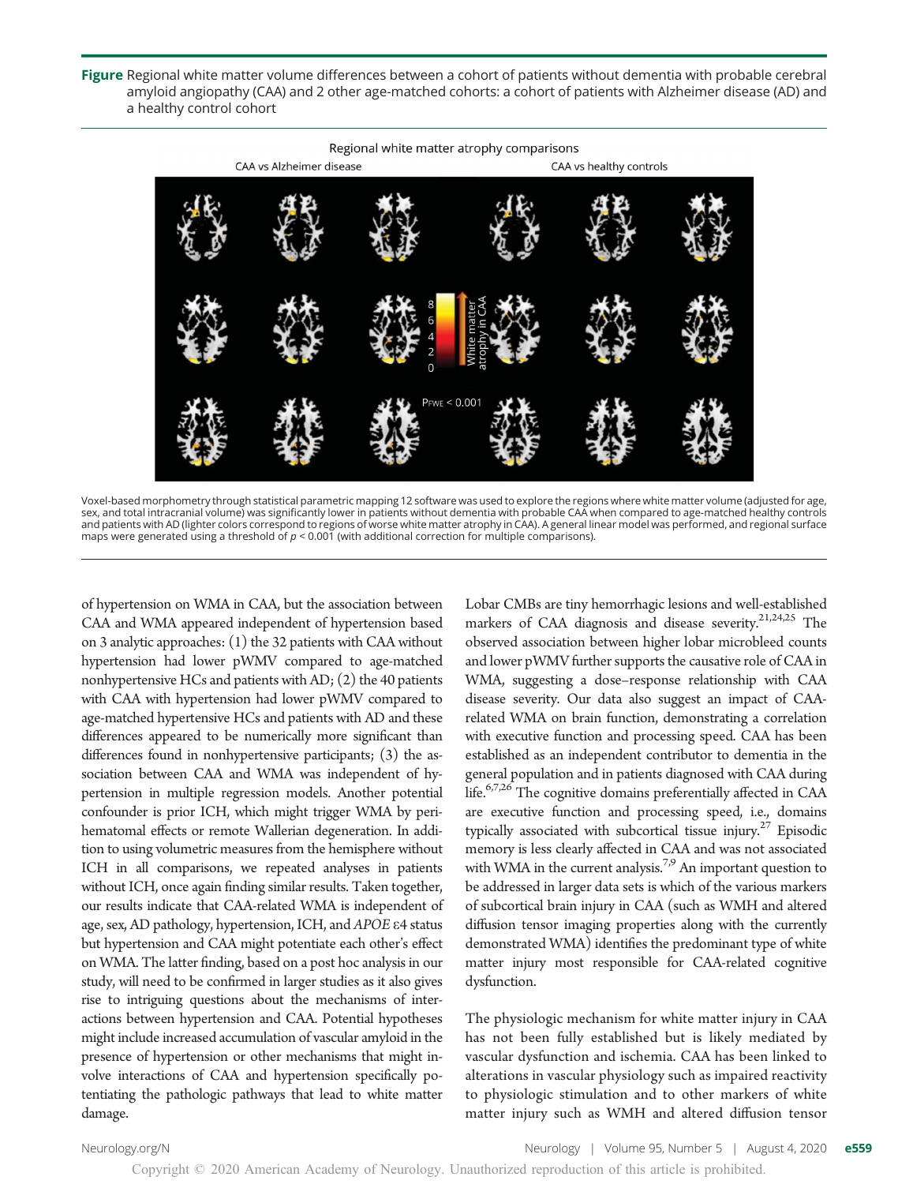**Figure** Regional white matter volume differences between a cohort of patients without dementia with probable cerebral amyloid angiopathy (CAA) and 2 other age-matched cohorts: a cohort of patients with Alzheimer disease (AD) and a healthy control cohort

Voxel-based morphometry through statistical parametric mapping 12 software was used to explore the regions where white matter volume (adjusted for age, sex, and total intracranial volume) was significantly lower in patients without dementia with probable CAA when compared to age-matched healthy controls and patients with AD (lighter colors correspond to regions of worse white matter atrophy in CAA). A general linear model was performed, and regional surface maps were generated using a threshold of $p < 0.001$ (with additional correction for multiple comparisons).

of hypertension on WMA in CAA, but the association between CAA and WMA appeared independent of hypertension based on 3 analytic approaches: (1) the 32 patients with CAA without hypertension had lower pWMV compared to age-matched nonhypertensive HCs and patients with AD; (2) the 40 patients with CAA with hypertension had lower pWMV compared to age-matched hypertensive HCs and patients with AD and these differences appeared to be numerically more significant than differences found in nonhypertensive participants; (3) the association between CAA and WMA was independent of hypertension in multiple regression models. Another potential confounder is prior ICH, which might trigger WMA by perihematomal effects or remote Wallerian degeneration. In addition to using volumetric measures from the hemisphere without ICH in all comparisons, we repeated analyses in patients without ICH, once again finding similar results. Taken together, our results indicate that CAA-related WMA is independent of age, sex, AD pathology, hypertension, ICH, and *APOE* ε4 status but hypertension and CAA might potentiate each other's effect on WMA. The latter finding, based on a post hoc analysis in our study, will need to be confirmed in larger studies as it also gives rise to intriguing questions about the mechanisms of interactions between hypertension and CAA. Potential hypotheses might include increased accumulation of vascular amyloid in the presence of hypertension or other mechanisms that might involve interactions of CAA and hypertension specifically potentiating the pathologic pathways that lead to white matter damage.

Lobar CMBs are tiny hemorrhagic lesions and well-established markers of CAA diagnosis and disease severity.[21,24,25] The observed association between higher lobar microbleed counts and lower pWMV further supports the causative role of CAA in WMA, suggesting a dose–response relationship with CAA disease severity. Our data also suggest an impact of CAA-related WMA on brain function, demonstrating a correlation with executive function and processing speed. CAA has been established as an independent contributor to dementia in the general population and in patients diagnosed with CAA during life.[6,7,26] The cognitive domains preferentially affected in CAA are executive function and processing speed, i.e., domains typically associated with subcortical tissue injury.[27] Episodic memory is less clearly affected in CAA and was not associated with WMA in the current analysis.[7,9] An important question to be addressed in larger data sets is which of the various markers of subcortical brain injury in CAA (such as WMH and altered diffusion tensor imaging properties along with the currently demonstrated WMA) identifies the predominant type of white matter injury most responsible for CAA-related cognitive dysfunction.

The physiologic mechanism for white matter injury in CAA has not been fully established but is likely mediated by vascular dysfunction and ischemia. CAA has been linked to alterations in vascular physiology such as impaired reactivity to physiologic stimulation and to other markers of white matter injury such as WMH and altered diffusion tensor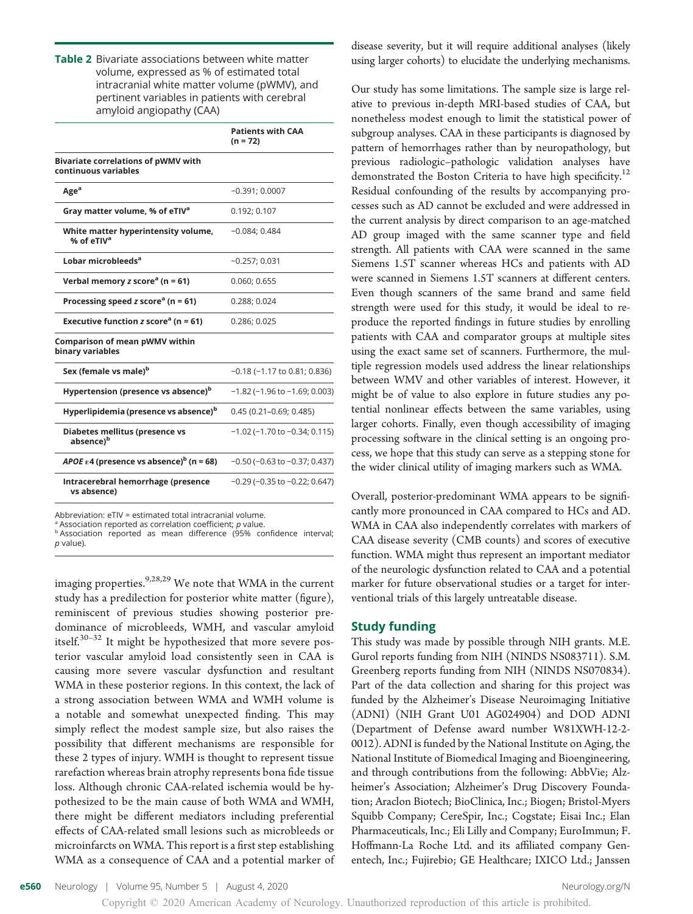**Table 2** Bivariate associations between white matter volume, expressed as % of estimated total intracranial white matter volume (pWMV), and pertinent variables in patients with cerebral amyloid angiopathy (CAA)

| | Patients with CAA (n = 72) |
|---|---|
| **Bivariate correlations of pWMV with continuous variables** | |
| Age[a] | −0.391; 0.0007 |
| Gray matter volume, % of eTIV[a] | 0.192; 0.107 |
| White matter hyperintensity volume, % of eTIV[a] | −0.084; 0.484 |
| Lobar microbleeds[a] | −0.257; 0.031 |
| Verbal memory *z* score[a] (n = 61) | 0.060; 0.655 |
| Processing speed *z* score[a] (n = 61) | 0.288; 0.024 |
| Executive function *z* score[a] (n = 61) | 0.286; 0.025 |
| **Comparison of mean pWMV within binary variables** | |
| Sex (female vs male)[b] | −0.18 (−1.17 to 0.81; 0.836) |
| Hypertension (presence vs absence)[b] | −1.82 (−1.96 to −1.69; 0.003) |
| Hyperlipidemia (presence vs absence)[b] | 0.45 (0.21–0.69; 0.485) |
| Diabetes mellitus (presence vs absence)[b] | −1.02 (−1.70 to −0.34; 0.115) |
| *APOE* ε4 (presence vs absence)[b] (n = 68) | −0.50 (−0.63 to −0.37; 0.437) |
| Intracerebral hemorrhage (presence vs absence) | −0.29 (−0.35 to −0.22; 0.647) |

Abbreviation: eTIV = estimated total intracranial volume.
[a] Association reported as correlation coefficient; *p* value.
[b] Association reported as mean difference (95% confidence interval; *p* value).

imaging properties.[9,28,29] We note that WMA in the current study has a predilection for posterior white matter (figure), reminiscent of previous studies showing posterior predominance of microbleeds, WMH, and vascular amyloid itself.[30–32] It might be hypothesized that more severe posterior vascular amyloid load consistently seen in CAA is causing more severe vascular dysfunction and resultant WMA in these posterior regions. In this context, the lack of a strong association between WMA and WMH volume is a notable and somewhat unexpected finding. This may simply reflect the modest sample size, but also raises the possibility that different mechanisms are responsible for these 2 types of injury. WMH is thought to represent tissue rarefaction whereas brain atrophy represents bona fide tissue loss. Although chronic CAA-related ischemia would be hypothesized to be the main cause of both WMA and WMH, there might be different mediators including preferential effects of CAA-related small lesions such as microbleeds or microinfarcts on WMA. This report is a first step establishing WMA as a consequence of CAA and a potential marker of disease severity, but it will require additional analyses (likely using larger cohorts) to elucidate the underlying mechanisms.

Our study has some limitations. The sample size is large relative to previous in-depth MRI-based studies of CAA, but nonetheless modest enough to limit the statistical power of subgroup analyses. CAA in these participants is diagnosed by pattern of hemorrhages rather than by neuropathology, but previous radiologic–pathologic validation analyses have demonstrated the Boston Criteria to have high specificity.[12] Residual confounding of the results by accompanying processes such as AD cannot be excluded and were addressed in the current analysis by direct comparison to an age-matched AD group imaged with the same scanner type and field strength. All patients with CAA were scanned in the same Siemens 1.5T scanner whereas HCs and patients with AD were scanned in Siemens 1.5T scanners at different centers. Even though scanners of the same brand and same field strength were used for this study, it would be ideal to reproduce the reported findings in future studies by enrolling patients with CAA and comparator groups at multiple sites using the exact same set of scanners. Furthermore, the multiple regression models used address the linear relationships between WMV and other variables of interest. However, it might be of value to also explore in future studies any potential nonlinear effects between the same variables, using larger cohorts. Finally, even though accessibility of imaging processing software in the clinical setting is an ongoing process, we hope that this study can serve as a stepping stone for the wider clinical utility of imaging markers such as WMA.

Overall, posterior-predominant WMA appears to be significantly more pronounced in CAA compared to HCs and AD. WMA in CAA also independently correlates with markers of CAA disease severity (CMB counts) and scores of executive function. WMA might thus represent an important mediator of the neurologic dysfunction related to CAA and a potential marker for future observational studies or a target for interventional trials of this largely untreatable disease.

## Study funding

This study was made by possible through NIH grants. M.E. Gurol reports funding from NIH (NINDS NS083711). S.M. Greenberg reports funding from NIH (NINDS NS070834). Part of the data collection and sharing for this project was funded by the Alzheimer's Disease Neuroimaging Initiative (ADNI) (NIH Grant U01 AG024904) and DOD ADNI (Department of Defense award number W81XWH-12-2-0012). ADNI is funded by the National Institute on Aging, the National Institute of Biomedical Imaging and Bioengineering, and through contributions from the following: AbbVie; Alzheimer's Association; Alzheimer's Drug Discovery Foundation; Araclon Biotech; BioClinica, Inc.; Biogen; Bristol-Myers Squibb Company; CereSpir, Inc.; Cogstate; Eisai Inc.; Elan Pharmaceuticals, Inc.; Eli Lilly and Company; EuroImmun; F. Hoffmann-La Roche Ltd. and its affiliated company Genentech, Inc.; Fujirebio; GE Healthcare; IXICO Ltd.; Janssen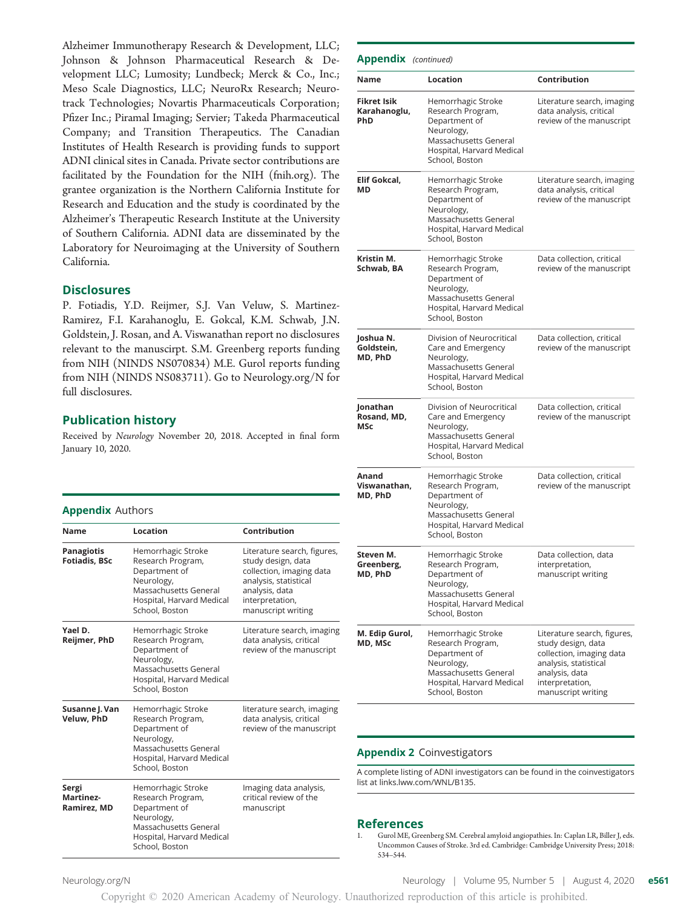Alzheimer Immunotherapy Research & Development, LLC; Johnson & Johnson Pharmaceutical Research & Development LLC; Lumosity; Lundbeck; Merck & Co., Inc.; Meso Scale Diagnostics, LLC; NeuroRx Research; Neurotrack Technologies; Novartis Pharmaceuticals Corporation; Pfizer Inc.; Piramal Imaging; Servier; Takeda Pharmaceutical Company; and Transition Therapeutics. The Canadian Institutes of Health Research is providing funds to support ADNI clinical sites in Canada. Private sector contributions are facilitated by the Foundation for the NIH (fnih.org). The grantee organization is the Northern California Institute for Research and Education and the study is coordinated by the Alzheimer's Therapeutic Research Institute at the University of Southern California. ADNI data are disseminated by the Laboratory for Neuroimaging at the University of Southern California.

## Disclosures

P. Fotiadis, Y.D. Reijmer, S.J. Van Veluw, S. Martinez-Ramirez, F.I. Karahanoglu, E. Gokcal, K.M. Schwab, J.N. Goldstein, J. Rosan, and A. Viswanathan report no disclosures relevant to the manuscirpt. S.M. Greenberg reports funding from NIH (NINDS NS070834) M.E. Gurol reports funding from NIH (NINDS NS083711). Go to Neurology.org/N for full disclosures.

## Publication history

Received by *Neurology* November 20, 2018. Accepted in final form January 10, 2020.

## Appendix Authors

| Name | Location | Contribution |
|---|---|---|
| **Panagiotis Fotiadis, BSc** | Hemorrhagic Stroke Research Program, Department of Neurology, Massachusetts General Hospital, Harvard Medical School, Boston | Literature search, figures, study design, data collection, imaging data analysis, statistical analysis, data interpretation, manuscript writing |
| **Yael D. Reijmer, PhD** | Hemorrhagic Stroke Research Program, Department of Neurology, Massachusetts General Hospital, Harvard Medical School, Boston | Literature search, imaging data analysis, critical review of the manuscript |
| **Susanne J. Van Veluw, PhD** | Hemorrhagic Stroke Research Program, Department of Neurology, Massachusetts General Hospital, Harvard Medical School, Boston | literature search, imaging data analysis, critical review of the manuscript |
| **Sergi Martinez-Ramirez, MD** | Hemorrhagic Stroke Research Program, Department of Neurology, Massachusetts General Hospital, Harvard Medical School, Boston | Imaging data analysis, critical review of the manuscript |
| **Fikret Isik Karahanoglu, PhD** | Hemorrhagic Stroke Research Program, Department of Neurology, Massachusetts General Hospital, Harvard Medical School, Boston | Literature search, imaging data analysis, critical review of the manuscript |
| **Elif Gokcal, MD** | Hemorrhagic Stroke Research Program, Department of Neurology, Massachusetts General Hospital, Harvard Medical School, Boston | Literature search, imaging data analysis, critical review of the manuscript |
| **Kristin M. Schwab, BA** | Hemorrhagic Stroke Research Program, Department of Neurology, Massachusetts General Hospital, Harvard Medical School, Boston | Data collection, critical review of the manuscript |
| **Joshua N. Goldstein, MD, PhD** | Division of Neurocritical Care and Emergency Neurology, Massachusetts General Hospital, Harvard Medical School, Boston | Data collection, critical review of the manuscript |
| **Jonathan Rosand, MD, MSc** | Division of Neurocritical Care and Emergency Neurology, Massachusetts General Hospital, Harvard Medical School, Boston | Data collection, critical review of the manuscript |
| **Anand Viswanathan, MD, PhD** | Hemorrhagic Stroke Research Program, Department of Neurology, Massachusetts General Hospital, Harvard Medical School, Boston | Data collection, critical review of the manuscript |
| **Steven M. Greenberg, MD, PhD** | Hemorrhagic Stroke Research Program, Department of Neurology, Massachusetts General Hospital, Harvard Medical School, Boston | Data collection, data interpretation, manuscript writing |
| **M. Edip Gurol, MD, MSc** | Hemorrhagic Stroke Research Program, Department of Neurology, Massachusetts General Hospital, Harvard Medical School, Boston | Literature search, figures, study design, data collection, imaging data analysis, statistical analysis, data interpretation, manuscript writing |

## Appendix 2 Coinvestigators

A complete listing of ADNI investigators can be found in the coinvestigators list at links.lww.com/WNL/B135.

## References

1. Gurol ME, Greenberg SM. Cerebral amyloid angiopathies. In: Caplan LR, Biller J, eds. Uncommon Causes of Stroke. 3rd ed. Cambridge: Cambridge University Press; 2018: 534–544.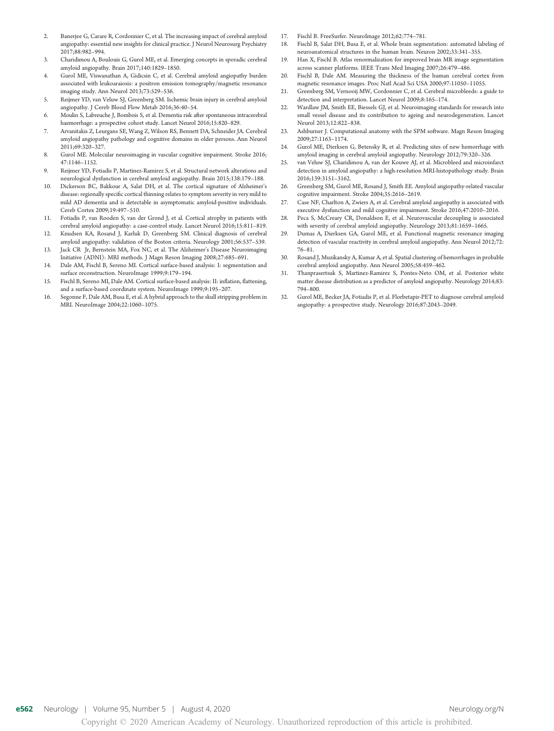2. Banerjee G, Carare R, Cordonnier C, et al. The increasing impact of cerebral amyloid angiopathy: essential new insights for clinical practice. J Neurol Neurosurg Psychiatry 2017;88:982–994.
3. Charidimou A, Boulouis G, Gurol ME, et al. Emerging concepts in sporadic cerebral amyloid angiopathy. Brain 2017;140:1829–1850.
4. Gurol ME, Viswanathan A, Gidicsin C, et al. Cerebral amyloid angiopathy burden associated with leukoaraiosis: a positron emission tomography/magnetic resonance imaging study. Ann Neurol 2013;73:529–536.
5. Reijmer YD, van Veluw SJ, Greenberg SM. Ischemic brain injury in cerebral amyloid angiopathy. J Cereb Blood Flow Metab 2016;36:40–54.
6. Moulin S, Labreuche J, Bombois S, et al. Dementia risk after spontaneous intracerebral haemorrhage: a prospective cohort study. Lancet Neurol 2016;15:820–829.
7. Arvanitakis Z, Leurgans SE, Wang Z, Wilson RS, Bennett DA, Schneider JA. Cerebral amyloid angiopathy pathology and cognitive domains in older persons. Ann Neurol 2011;69:320–327.
8. Gurol ME. Molecular neuroimaging in vascular cognitive impairment. Stroke 2016; 47:1146–1152.
9. Reijmer YD, Fotiadis P, Martinez-Ramirez S, et al. Structural network alterations and neurological dysfunction in cerebral amyloid angiopathy. Brain 2015;138:179–188.
10. Dickerson BC, Bakkour A, Salat DH, et al. The cortical signature of Alzheimer's disease: regionally specific cortical thinning relates to symptom severity in very mild to mild AD dementia and is detectable in asymptomatic amyloid-positive individuals. Cereb Cortex 2009;19:497–510.
11. Fotiadis P, van Rooden S, van der Grond J, et al. Cortical atrophy in patients with cerebral amyloid angiopathy: a case-control study. Lancet Neurol 2016;15:811–819.
12. Knudsen KA, Rosand J, Karluk D, Greenberg SM. Clinical diagnosis of cerebral amyloid angiopathy: validation of the Boston criteria. Neurology 2001;56:537–539.
13. Jack CR Jr, Bernstein MA, Fox NC, et al. The Alzheimer's Disease Neuroimaging Initiative (ADNI): MRI methods. J Magn Reson Imaging 2008;27:685–691.
14. Dale AM, Fischl B, Sereno MI. Cortical surface-based analysis: I: segmentation and surface reconstruction. NeuroImage 1999;9:179–194.
15. Fischl B, Sereno MI, Dale AM. Cortical surface-based analysis: II: inflation, flattening, and a surface-based coordinate system. NeuroImage 1999;9:195–207.
16. Segonne F, Dale AM, Busa E, et al. A hybrid approach to the skull stripping problem in MRI. NeuroImage 2004;22:1060–1075.
17. Fischl B. FreeSurfer. NeuroImage 2012;62:774–781.
18. Fischl B, Salat DH, Busa E, et al. Whole brain segmentation: automated labeling of neuroanatomical structures in the human brain. Neuron 2002;33:341–355.
19. Han X, Fischl B. Atlas renormalization for improved brain MR image segmentation across scanner platforms. IEEE Trans Med Imaging 2007;26:479–486.
20. Fischl B, Dale AM. Measuring the thickness of the human cerebral cortex from magnetic resonance images. Proc Natl Acad Sci USA 2000;97:11050–11055.
21. Greenberg SM, Vernooij MW, Cordonnier C, et al. Cerebral microbleeds: a guide to detection and interpretation. Lancet Neurol 2009;8:165–174.
22. Wardlaw JM, Smith EE, Biessels GJ, et al. Neuroimaging standards for research into small vessel disease and its contribution to ageing and neurodegeneration. Lancet Neurol 2013;12:822–838.
23. Ashburner J. Computational anatomy with the SPM software. Magn Reson Imaging 2009;27:1163–1174.
24. Gurol ME, Dierksen G, Betensky R, et al. Predicting sites of new hemorrhage with amyloid imaging in cerebral amyloid angiopathy. Neurology 2012;79:320–326.
25. van Veluw SJ, Charidimou A, van der Kouwe AJ, et al. Microbleed and microinfarct detection in amyloid angiopathy: a high-resolution MRI-histopathology study. Brain 2016;139:3151–3162.
26. Greenberg SM, Gurol ME, Rosand J, Smith EE. Amyloid angiopathy-related vascular cognitive impairment. Stroke 2004;35:2616–2619.
27. Case NF, Charlton A, Zwiers A, et al. Cerebral amyloid angiopathy is associated with executive dysfunction and mild cognitive impairment. Stroke 2016;47:2010–2016.
28. Peca S, McCreary CR, Donaldson E, et al. Neurovascular decoupling is associated with severity of cerebral amyloid angiopathy. Neurology 2013;81:1659–1665.
29. Dumas A, Dierksen GA, Gurol ME, et al. Functional magnetic resonance imaging detection of vascular reactivity in cerebral amyloid angiopathy. Ann Neurol 2012;72: 76–81.
30. Rosand J, Muzikansky A, Kumar A, et al. Spatial clustering of hemorrhages in probable cerebral amyloid angiopathy. Ann Neurol 2005;58:459–462.
31. Thanprasertsuk S, Martinez-Ramirez S, Pontes-Neto OM, et al. Posterior white matter disease distribution as a predictor of amyloid angiopathy. Neurology 2014;83: 794–800.
32. Gurol ME, Becker JA, Fotiadis P, et al. Florbetapir-PET to diagnose cerebral amyloid angiopathy: a prospective study. Neurology 2016;87:2043–2049.